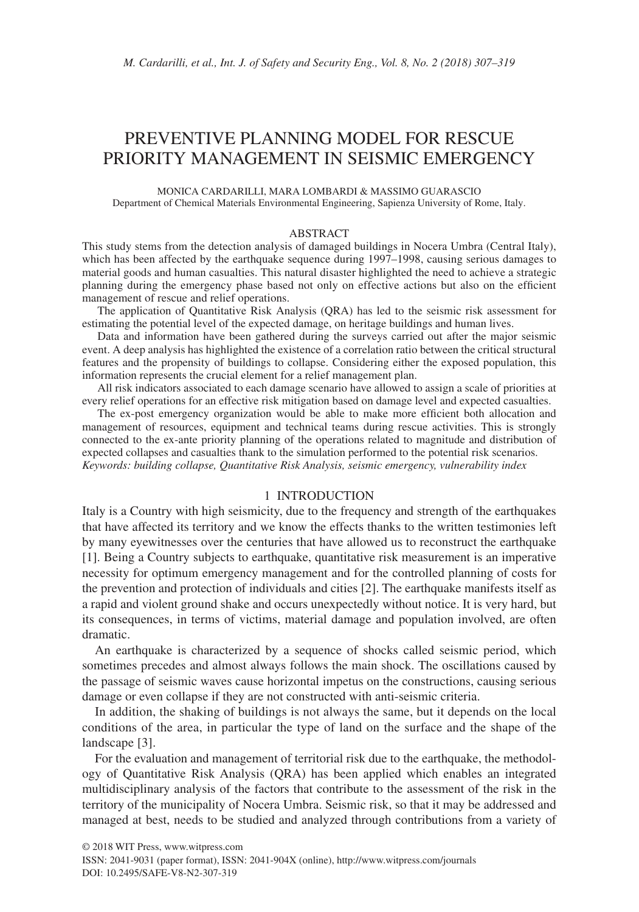# PREVENTIVE PLANNING MODEL FOR RESCUE PRIORITY MANAGEMENT IN SEISMIC EMERGENCY

MONICA CARDARILLI, MARA LOMBARDI & MASSIMO GUARASCIO
Department of Chemical Materials Environmental Engineering, Sapienza University of Rome, Italy.

## ABSTRACT

This study stems from the detection analysis of damaged buildings in Nocera Umbra (Central Italy), which has been affected by the earthquake sequence during 1997–1998, causing serious damages to material goods and human casualties. This natural disaster highlighted the need to achieve a strategic planning during the emergency phase based not only on effective actions but also on the efficient management of rescue and relief operations.

The application of Quantitative Risk Analysis (QRA) has led to the seismic risk assessment for estimating the potential level of the expected damage, on heritage buildings and human lives.

Data and information have been gathered during the surveys carried out after the major seismic event. A deep analysis has highlighted the existence of a correlation ratio between the critical structural features and the propensity of buildings to collapse. Considering either the exposed population, this information represents the crucial element for a relief management plan.

All risk indicators associated to each damage scenario have allowed to assign a scale of priorities at every relief operations for an effective risk mitigation based on damage level and expected casualties.

The ex-post emergency organization would be able to make more efficient both allocation and management of resources, equipment and technical teams during rescue activities. This is strongly connected to the ex-ante priority planning of the operations related to magnitude and distribution of expected collapses and casualties thank to the simulation performed to the potential risk scenarios.

*Keywords: building collapse, Quantitative Risk Analysis, seismic emergency, vulnerability index*

## 1 INTRODUCTION

Italy is a Country with high seismicity, due to the frequency and strength of the earthquakes that have affected its territory and we know the effects thanks to the written testimonies left by many eyewitnesses over the centuries that have allowed us to reconstruct the earthquake [1]. Being a Country subjects to earthquake, quantitative risk measurement is an imperative necessity for optimum emergency management and for the controlled planning of costs for the prevention and protection of individuals and cities [2]. The earthquake manifests itself as a rapid and violent ground shake and occurs unexpectedly without notice. It is very hard, but its consequences, in terms of victims, material damage and population involved, are often dramatic.

An earthquake is characterized by a sequence of shocks called seismic period, which sometimes precedes and almost always follows the main shock. The oscillations caused by the passage of seismic waves cause horizontal impetus on the constructions, causing serious damage or even collapse if they are not constructed with anti-seismic criteria.

In addition, the shaking of buildings is not always the same, but it depends on the local conditions of the area, in particular the type of land on the surface and the shape of the landscape [3].

For the evaluation and management of territorial risk due to the earthquake, the methodology of Quantitative Risk Analysis (QRA) has been applied which enables an integrated multidisciplinary analysis of the factors that contribute to the assessment of the risk in the territory of the municipality of Nocera Umbra. Seismic risk, so that it may be addressed and managed at best, needs to be studied and analyzed through contributions from a variety of

© 2018 WIT Press, www.witpress.com
ISSN: 2041-9031 (paper format), ISSN: 2041-904X (online), http://www.witpress.com/journals
DOI: 10.2495/SAFE-V8-N2-307-319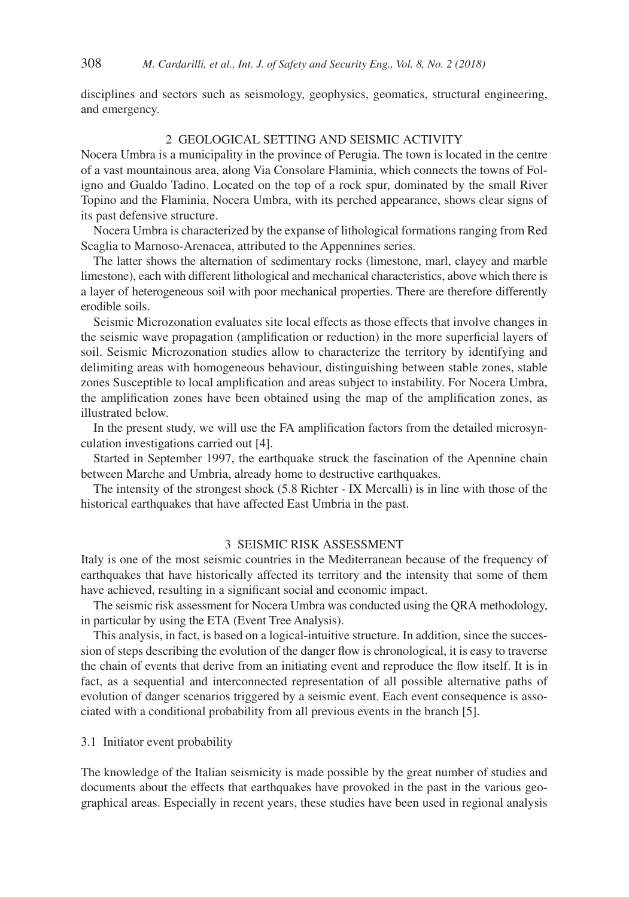disciplines and sectors such as seismology, geophysics, geomatics, structural engineering, and emergency.

## 2 GEOLOGICAL SETTING AND SEISMIC ACTIVITY

Nocera Umbra is a municipality in the province of Perugia. The town is located in the centre of a vast mountainous area, along Via Consolare Flaminia, which connects the towns of Foligno and Gualdo Tadino. Located on the top of a rock spur, dominated by the small River Topino and the Flaminia, Nocera Umbra, with its perched appearance, shows clear signs of its past defensive structure.

Nocera Umbra is characterized by the expanse of lithological formations ranging from Red Scaglia to Marnoso-Arenacea, attributed to the Appennines series.

The latter shows the alternation of sedimentary rocks (limestone, marl, clayey and marble limestone), each with different lithological and mechanical characteristics, above which there is a layer of heterogeneous soil with poor mechanical properties. There are therefore differently erodible soils.

Seismic Microzonation evaluates site local effects as those effects that involve changes in the seismic wave propagation (amplification or reduction) in the more superficial layers of soil. Seismic Microzonation studies allow to characterize the territory by identifying and delimiting areas with homogeneous behaviour, distinguishing between stable zones, stable zones Susceptible to local amplification and areas subject to instability. For Nocera Umbra, the amplification zones have been obtained using the map of the amplification zones, as illustrated below.

In the present study, we will use the FA amplification factors from the detailed microsynculation investigations carried out [4].

Started in September 1997, the earthquake struck the fascination of the Apennine chain between Marche and Umbria, already home to destructive earthquakes.

The intensity of the strongest shock (5.8 Richter - IX Mercalli) is in line with those of the historical earthquakes that have affected East Umbria in the past.

## 3 SEISMIC RISK ASSESSMENT

Italy is one of the most seismic countries in the Mediterranean because of the frequency of earthquakes that have historically affected its territory and the intensity that some of them have achieved, resulting in a significant social and economic impact.

The seismic risk assessment for Nocera Umbra was conducted using the QRA methodology, in particular by using the ETA (Event Tree Analysis).

This analysis, in fact, is based on a logical-intuitive structure. In addition, since the succession of steps describing the evolution of the danger flow is chronological, it is easy to traverse the chain of events that derive from an initiating event and reproduce the flow itself. It is in fact, as a sequential and interconnected representation of all possible alternative paths of evolution of danger scenarios triggered by a seismic event. Each event consequence is associated with a conditional probability from all previous events in the branch [5].

### 3.1 Initiator event probability

The knowledge of the Italian seismicity is made possible by the great number of studies and documents about the effects that earthquakes have provoked in the past in the various geographical areas. Especially in recent years, these studies have been used in regional analysis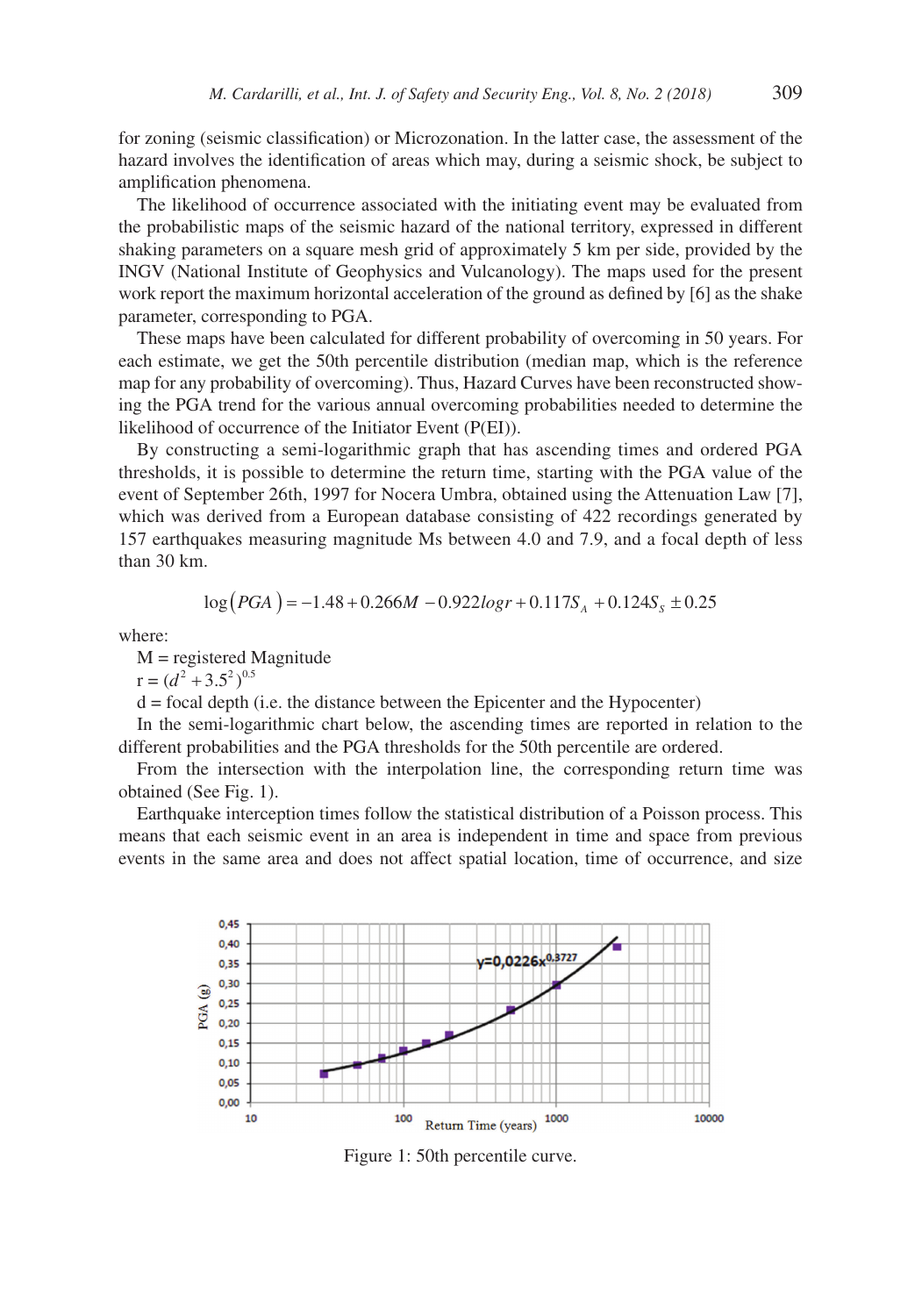for zoning (seismic classification) or Microzonation. In the latter case, the assessment of the hazard involves the identification of areas which may, during a seismic shock, be subject to amplification phenomena.

The likelihood of occurrence associated with the initiating event may be evaluated from the probabilistic maps of the seismic hazard of the national territory, expressed in different shaking parameters on a square mesh grid of approximately 5 km per side, provided by the INGV (National Institute of Geophysics and Vulcanology). The maps used for the present work report the maximum horizontal acceleration of the ground as defined by [6] as the shake parameter, corresponding to PGA.

These maps have been calculated for different probability of overcoming in 50 years. For each estimate, we get the 50th percentile distribution (median map, which is the reference map for any probability of overcoming). Thus, Hazard Curves have been reconstructed showing the PGA trend for the various annual overcoming probabilities needed to determine the likelihood of occurrence of the Initiator Event (P(EI)).

By constructing a semi-logarithmic graph that has ascending times and ordered PGA thresholds, it is possible to determine the return time, starting with the PGA value of the event of September 26th, 1997 for Nocera Umbra, obtained using the Attenuation Law [7], which was derived from a European database consisting of 422 recordings generated by 157 earthquakes measuring magnitude Ms between 4.0 and 7.9, and a focal depth of less than 30 km.

$$\log(PGA) = -1.48 + 0.266M - 0.922\log r + 0.117S_A + 0.124S_S \pm 0.25$$

where:

M = registered Magnitude

$r = (d^2 + 3.5^2)^{0.5}$

d = focal depth (i.e. the distance between the Epicenter and the Hypocenter)

In the semi-logarithmic chart below, the ascending times are reported in relation to the different probabilities and the PGA thresholds for the 50th percentile are ordered.

From the intersection with the interpolation line, the corresponding return time was obtained (See Fig. 1).

Earthquake interception times follow the statistical distribution of a Poisson process. This means that each seismic event in an area is independent in time and space from previous events in the same area and does not affect spatial location, time of occurrence, and size

Figure 1: 50th percentile curve.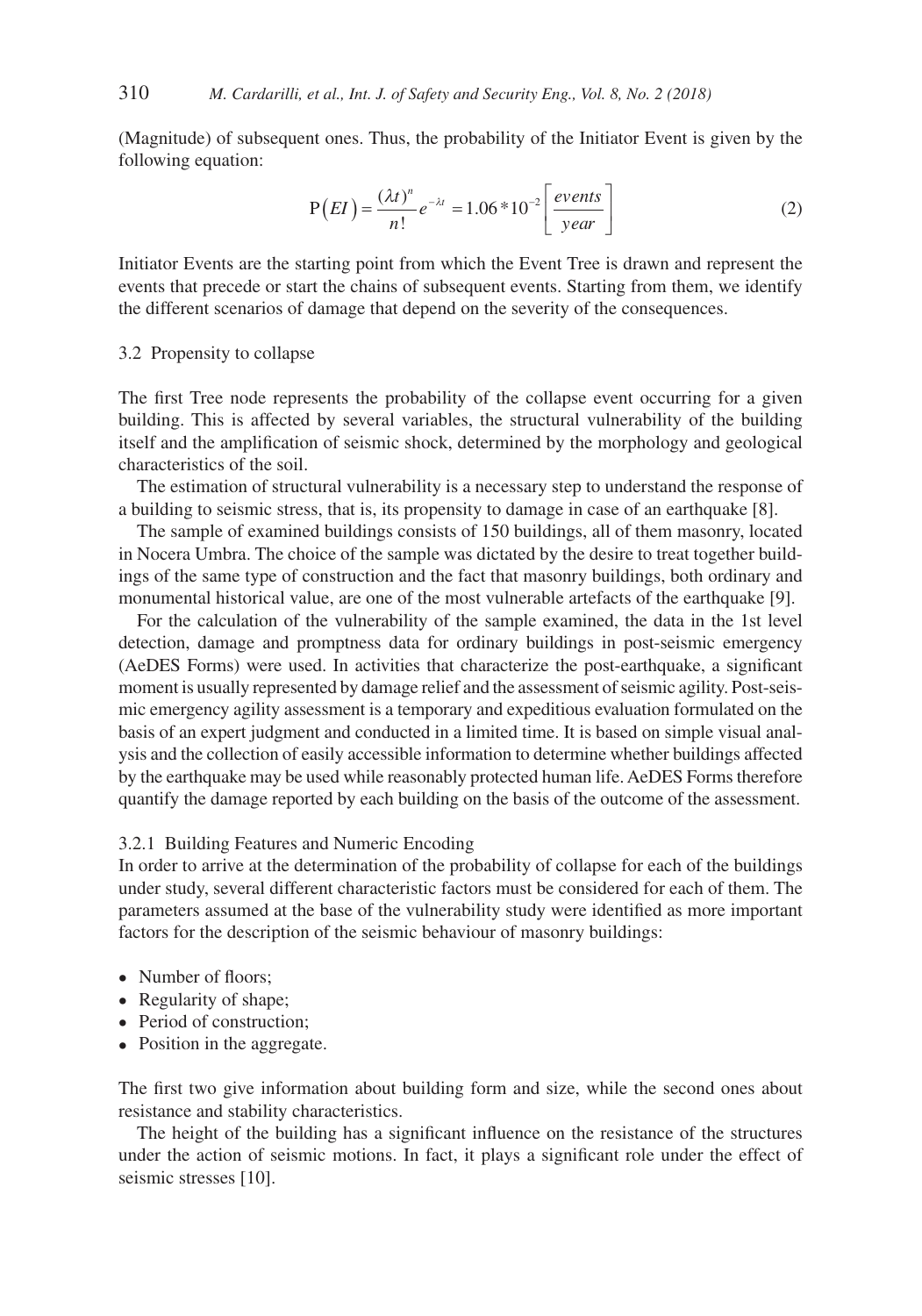(Magnitude) of subsequent ones. Thus, the probability of the Initiator Event is given by the following equation:

$$\mathrm{P}(EI) = \frac{(\lambda t)^n}{n!} e^{-\lambda t} = 1.06 * 10^{-2} \left[ \frac{events}{year} \right] \tag{2}$$

Initiator Events are the starting point from which the Event Tree is drawn and represent the events that precede or start the chains of subsequent events. Starting from them, we identify the different scenarios of damage that depend on the severity of the consequences.

### 3.2 Propensity to collapse

The first Tree node represents the probability of the collapse event occurring for a given building. This is affected by several variables, the structural vulnerability of the building itself and the amplification of seismic shock, determined by the morphology and geological characteristics of the soil.

The estimation of structural vulnerability is a necessary step to understand the response of a building to seismic stress, that is, its propensity to damage in case of an earthquake [8].

The sample of examined buildings consists of 150 buildings, all of them masonry, located in Nocera Umbra. The choice of the sample was dictated by the desire to treat together buildings of the same type of construction and the fact that masonry buildings, both ordinary and monumental historical value, are one of the most vulnerable artefacts of the earthquake [9].

For the calculation of the vulnerability of the sample examined, the data in the 1st level detection, damage and promptness data for ordinary buildings in post-seismic emergency (AeDES Forms) were used. In activities that characterize the post-earthquake, a significant moment is usually represented by damage relief and the assessment of seismic agility. Post-seismic emergency agility assessment is a temporary and expeditious evaluation formulated on the basis of an expert judgment and conducted in a limited time. It is based on simple visual analysis and the collection of easily accessible information to determine whether buildings affected by the earthquake may be used while reasonably protected human life. AeDES Forms therefore quantify the damage reported by each building on the basis of the outcome of the assessment.

#### 3.2.1 Building Features and Numeric Encoding

In order to arrive at the determination of the probability of collapse for each of the buildings under study, several different characteristic factors must be considered for each of them. The parameters assumed at the base of the vulnerability study were identified as more important factors for the description of the seismic behaviour of masonry buildings:

- Number of floors;
- Regularity of shape;
- Period of construction;
- Position in the aggregate.

The first two give information about building form and size, while the second ones about resistance and stability characteristics.

The height of the building has a significant influence on the resistance of the structures under the action of seismic motions. In fact, it plays a significant role under the effect of seismic stresses [10].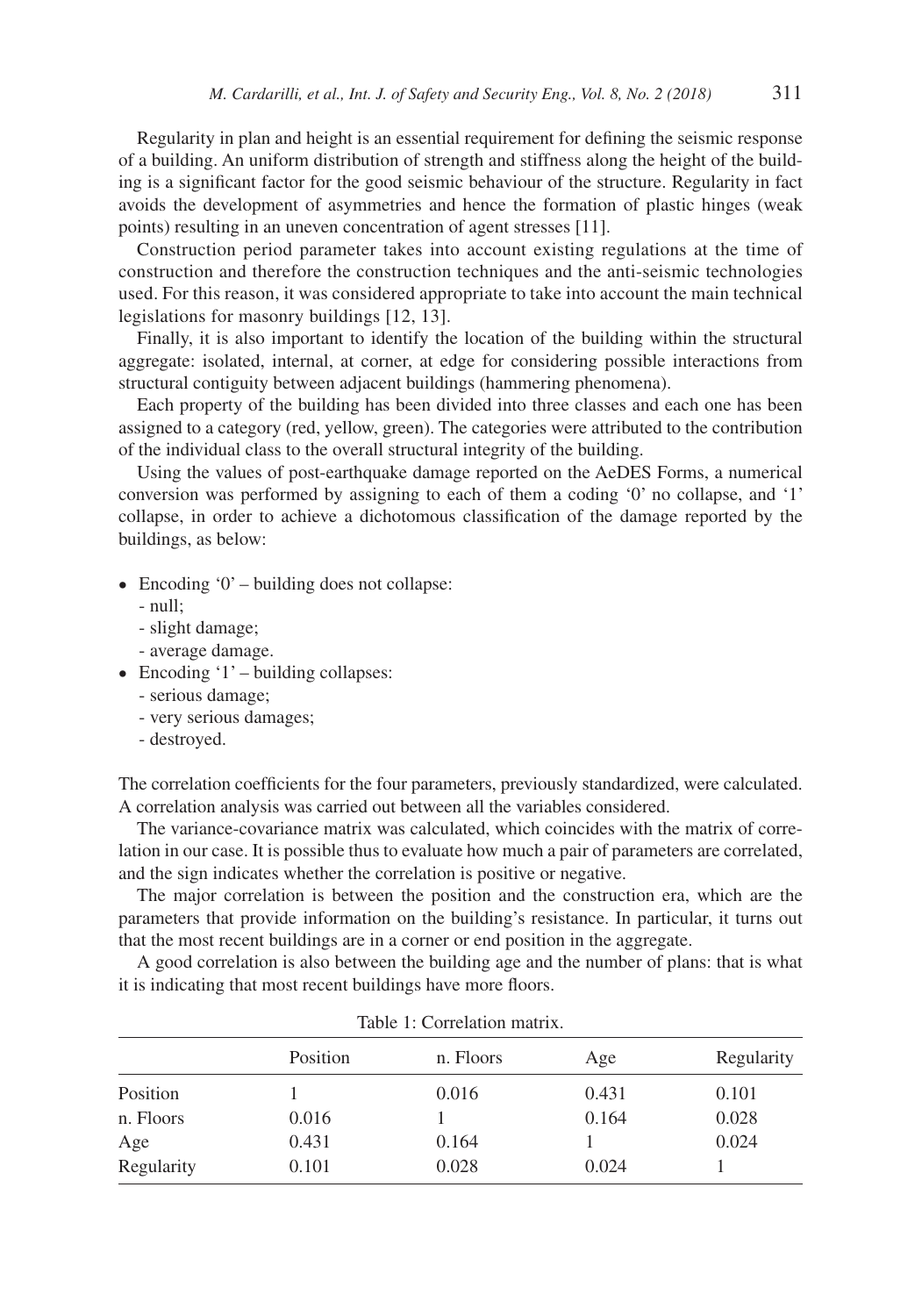Regularity in plan and height is an essential requirement for defining the seismic response of a building. An uniform distribution of strength and stiffness along the height of the building is a significant factor for the good seismic behaviour of the structure. Regularity in fact avoids the development of asymmetries and hence the formation of plastic hinges (weak points) resulting in an uneven concentration of agent stresses [11].

Construction period parameter takes into account existing regulations at the time of construction and therefore the construction techniques and the anti-seismic technologies used. For this reason, it was considered appropriate to take into account the main technical legislations for masonry buildings [12, 13].

Finally, it is also important to identify the location of the building within the structural aggregate: isolated, internal, at corner, at edge for considering possible interactions from structural contiguity between adjacent buildings (hammering phenomena).

Each property of the building has been divided into three classes and each one has been assigned to a category (red, yellow, green). The categories were attributed to the contribution of the individual class to the overall structural integrity of the building.

Using the values of post-earthquake damage reported on the AeDES Forms, a numerical conversion was performed by assigning to each of them a coding '0' no collapse, and '1' collapse, in order to achieve a dichotomous classification of the damage reported by the buildings, as below:

- Encoding '0' – building does not collapse:
  - null;
  - slight damage;
  - average damage.
- Encoding '1' – building collapses:
  - serious damage;
  - very serious damages;
  - destroyed.

The correlation coefficients for the four parameters, previously standardized, were calculated. A correlation analysis was carried out between all the variables considered.

The variance-covariance matrix was calculated, which coincides with the matrix of correlation in our case. It is possible thus to evaluate how much a pair of parameters are correlated, and the sign indicates whether the correlation is positive or negative.

The major correlation is between the position and the construction era, which are the parameters that provide information on the building's resistance. In particular, it turns out that the most recent buildings are in a corner or end position in the aggregate.

A good correlation is also between the building age and the number of plans: that is what it is indicating that most recent buildings have more floors.

Table 1: Correlation matrix.

| | Position | n. Floors | Age | Regularity |
|---|---|---|---|---|
| Position | 1 | 0.016 | 0.431 | 0.101 |
| n. Floors | 0.016 | 1 | 0.164 | 0.028 |
| Age | 0.431 | 0.164 | 1 | 0.024 |
| Regularity | 0.101 | 0.028 | 0.024 | 1 |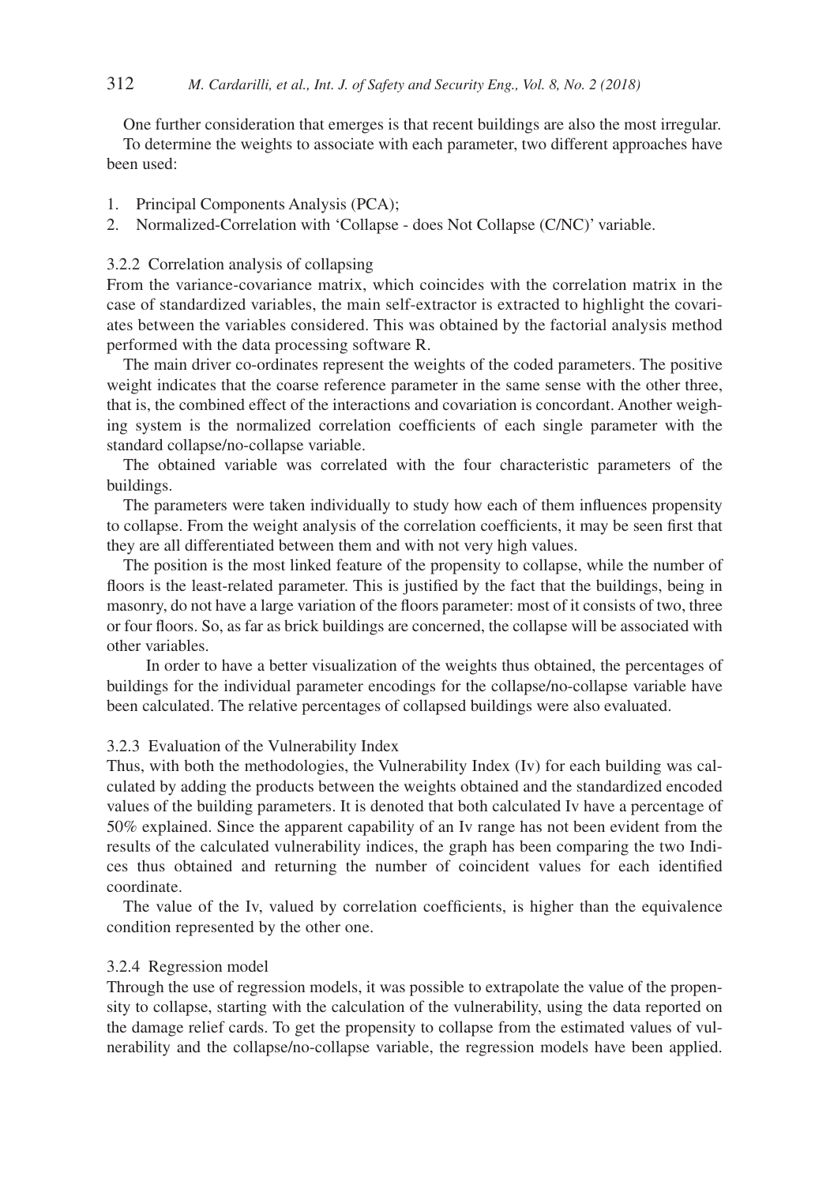One further consideration that emerges is that recent buildings are also the most irregular.

To determine the weights to associate with each parameter, two different approaches have been used:

1. Principal Components Analysis (PCA);
2. Normalized-Correlation with 'Collapse - does Not Collapse (C/NC)' variable.

### 3.2.2 Correlation analysis of collapsing

From the variance-covariance matrix, which coincides with the correlation matrix in the case of standardized variables, the main self-extractor is extracted to highlight the covariates between the variables considered. This was obtained by the factorial analysis method performed with the data processing software R.

The main driver co-ordinates represent the weights of the coded parameters. The positive weight indicates that the coarse reference parameter in the same sense with the other three, that is, the combined effect of the interactions and covariation is concordant. Another weighing system is the normalized correlation coefficients of each single parameter with the standard collapse/no-collapse variable.

The obtained variable was correlated with the four characteristic parameters of the buildings.

The parameters were taken individually to study how each of them influences propensity to collapse. From the weight analysis of the correlation coefficients, it may be seen first that they are all differentiated between them and with not very high values.

The position is the most linked feature of the propensity to collapse, while the number of floors is the least-related parameter. This is justified by the fact that the buildings, being in masonry, do not have a large variation of the floors parameter: most of it consists of two, three or four floors. So, as far as brick buildings are concerned, the collapse will be associated with other variables.

In order to have a better visualization of the weights thus obtained, the percentages of buildings for the individual parameter encodings for the collapse/no-collapse variable have been calculated. The relative percentages of collapsed buildings were also evaluated.

### 3.2.3 Evaluation of the Vulnerability Index

Thus, with both the methodologies, the Vulnerability Index (Iv) for each building was calculated by adding the products between the weights obtained and the standardized encoded values of the building parameters. It is denoted that both calculated Iv have a percentage of 50% explained. Since the apparent capability of an Iv range has not been evident from the results of the calculated vulnerability indices, the graph has been comparing the two Indices thus obtained and returning the number of coincident values for each identified coordinate.

The value of the Iv, valued by correlation coefficients, is higher than the equivalence condition represented by the other one.

### 3.2.4 Regression model

Through the use of regression models, it was possible to extrapolate the value of the propensity to collapse, starting with the calculation of the vulnerability, using the data reported on the damage relief cards. To get the propensity to collapse from the estimated values of vulnerability and the collapse/no-collapse variable, the regression models have been applied.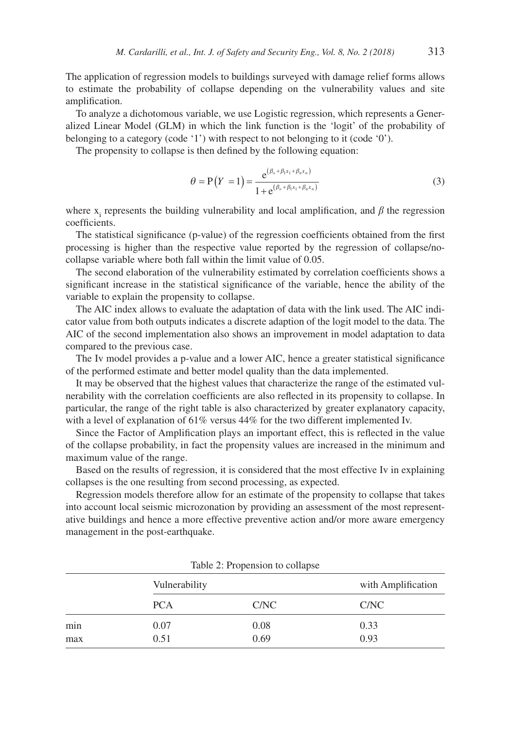The application of regression models to buildings surveyed with damage relief forms allows to estimate the probability of collapse depending on the vulnerability values and site amplification.

To analyze a dichotomous variable, we use Logistic regression, which represents a Generalized Linear Model (GLM) in which the link function is the 'logit' of the probability of belonging to a category (code '1') with respect to not belonging to it (code '0').

The propensity to collapse is then defined by the following equation:

$$\theta = P(Y = 1) = \frac{e^{(\beta_o + \beta_1 x_1 + \beta_n x_n)}}{1 + e^{(\beta_o + \beta_1 x_1 + \beta_n x_n)}} \tag{3}$$

where $x_i$ represents the building vulnerability and local amplification, and $\beta$ the regression coefficients.

The statistical significance (p-value) of the regression coefficients obtained from the first processing is higher than the respective value reported by the regression of collapse/no-collapse variable where both fall within the limit value of 0.05.

The second elaboration of the vulnerability estimated by correlation coefficients shows a significant increase in the statistical significance of the variable, hence the ability of the variable to explain the propensity to collapse.

The AIC index allows to evaluate the adaptation of data with the link used. The AIC indicator value from both outputs indicates a discrete adaption of the logit model to the data. The AIC of the second implementation also shows an improvement in model adaptation to data compared to the previous case.

The Iv model provides a p-value and a lower AIC, hence a greater statistical significance of the performed estimate and better model quality than the data implemented.

It may be observed that the highest values that characterize the range of the estimated vulnerability with the correlation coefficients are also reflected in its propensity to collapse. In particular, the range of the right table is also characterized by greater explanatory capacity, with a level of explanation of 61% versus 44% for the two different implemented Iv.

Since the Factor of Amplification plays an important effect, this is reflected in the value of the collapse probability, in fact the propensity values are increased in the minimum and maximum value of the range.

Based on the results of regression, it is considered that the most effective Iv in explaining collapses is the one resulting from second processing, as expected.

Regression models therefore allow for an estimate of the propensity to collapse that takes into account local seismic microzonation by providing an assessment of the most representative buildings and hence a more effective preventive action and/or more aware emergency management in the post-earthquake.

Table 2: Propension to collapse

| | Vulnerability | | with Amplification |
|---|---|---|---|
| | PCA | C/NC | C/NC |
| min | 0.07 | 0.08 | 0.33 |
| max | 0.51 | 0.69 | 0.93 |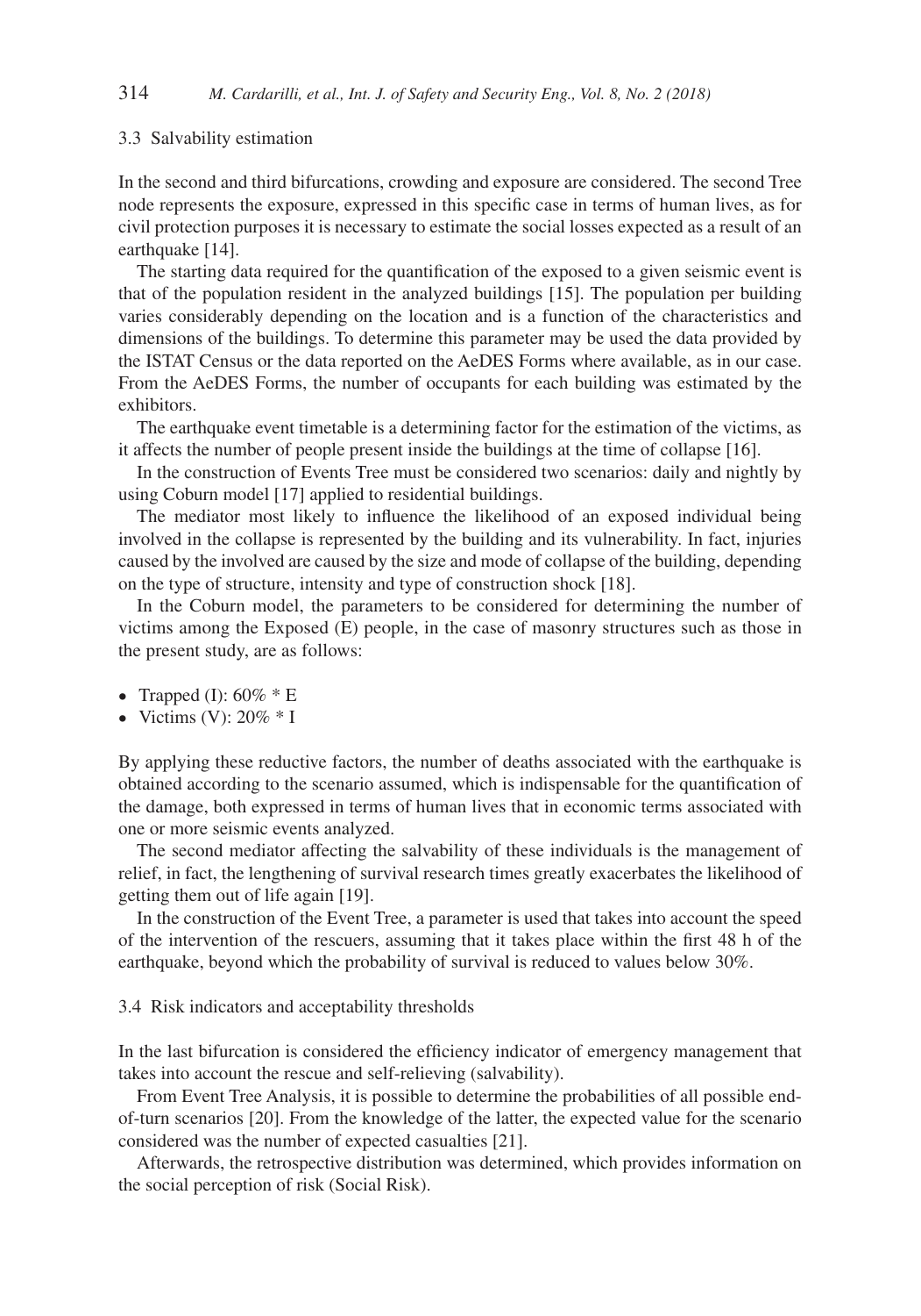### 3.3 Salvability estimation

In the second and third bifurcations, crowding and exposure are considered. The second Tree node represents the exposure, expressed in this specific case in terms of human lives, as for civil protection purposes it is necessary to estimate the social losses expected as a result of an earthquake [14].

The starting data required for the quantification of the exposed to a given seismic event is that of the population resident in the analyzed buildings [15]. The population per building varies considerably depending on the location and is a function of the characteristics and dimensions of the buildings. To determine this parameter may be used the data provided by the ISTAT Census or the data reported on the AeDES Forms where available, as in our case. From the AeDES Forms, the number of occupants for each building was estimated by the exhibitors.

The earthquake event timetable is a determining factor for the estimation of the victims, as it affects the number of people present inside the buildings at the time of collapse [16].

In the construction of Events Tree must be considered two scenarios: daily and nightly by using Coburn model [17] applied to residential buildings.

The mediator most likely to influence the likelihood of an exposed individual being involved in the collapse is represented by the building and its vulnerability. In fact, injuries caused by the involved are caused by the size and mode of collapse of the building, depending on the type of structure, intensity and type of construction shock [18].

In the Coburn model, the parameters to be considered for determining the number of victims among the Exposed (E) people, in the case of masonry structures such as those in the present study, are as follows:

- Trapped (I): 60% * E
- Victims (V): 20% * I

By applying these reductive factors, the number of deaths associated with the earthquake is obtained according to the scenario assumed, which is indispensable for the quantification of the damage, both expressed in terms of human lives that in economic terms associated with one or more seismic events analyzed.

The second mediator affecting the salvability of these individuals is the management of relief, in fact, the lengthening of survival research times greatly exacerbates the likelihood of getting them out of life again [19].

In the construction of the Event Tree, a parameter is used that takes into account the speed of the intervention of the rescuers, assuming that it takes place within the first 48 h of the earthquake, beyond which the probability of survival is reduced to values below 30%.

### 3.4 Risk indicators and acceptability thresholds

In the last bifurcation is considered the efficiency indicator of emergency management that takes into account the rescue and self-relieving (salvability).

From Event Tree Analysis, it is possible to determine the probabilities of all possible end-of-turn scenarios [20]. From the knowledge of the latter, the expected value for the scenario considered was the number of expected casualties [21].

Afterwards, the retrospective distribution was determined, which provides information on the social perception of risk (Social Risk).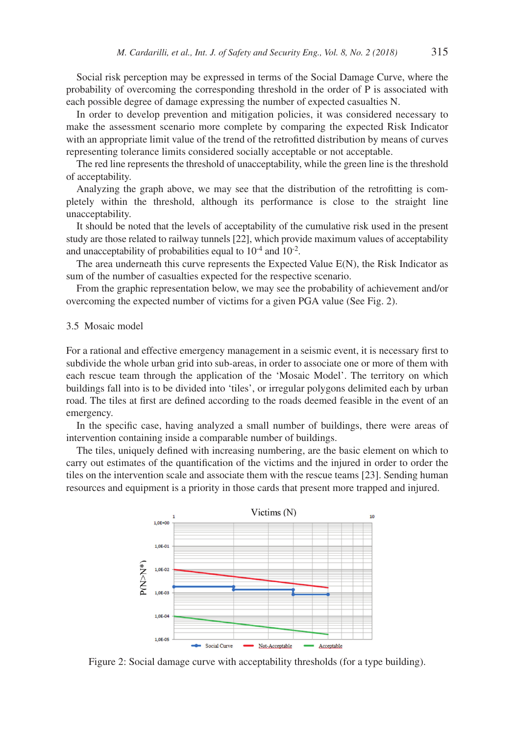Social risk perception may be expressed in terms of the Social Damage Curve, where the probability of overcoming the corresponding threshold in the order of P is associated with each possible degree of damage expressing the number of expected casualties N.

In order to develop prevention and mitigation policies, it was considered necessary to make the assessment scenario more complete by comparing the expected Risk Indicator with an appropriate limit value of the trend of the retrofitted distribution by means of curves representing tolerance limits considered socially acceptable or not acceptable.

The red line represents the threshold of unacceptability, while the green line is the threshold of acceptability.

Analyzing the graph above, we may see that the distribution of the retrofitting is completely within the threshold, although its performance is close to the straight line unacceptability.

It should be noted that the levels of acceptability of the cumulative risk used in the present study are those related to railway tunnels [22], which provide maximum values of acceptability and unacceptability of probabilities equal to $10^{-4}$ and $10^{-2}$.

The area underneath this curve represents the Expected Value E(N), the Risk Indicator as sum of the number of casualties expected for the respective scenario.

From the graphic representation below, we may see the probability of achievement and/or overcoming the expected number of victims for a given PGA value (See Fig. 2).

### 3.5 Mosaic model

For a rational and effective emergency management in a seismic event, it is necessary first to subdivide the whole urban grid into sub-areas, in order to associate one or more of them with each rescue team through the application of the 'Mosaic Model'. The territory on which buildings fall into is to be divided into 'tiles', or irregular polygons delimited each by urban road. The tiles at first are defined according to the roads deemed feasible in the event of an emergency.

In the specific case, having analyzed a small number of buildings, there were areas of intervention containing inside a comparable number of buildings.

The tiles, uniquely defined with increasing numbering, are the basic element on which to carry out estimates of the quantification of the victims and the injured in order to order the tiles on the intervention scale and associate them with the rescue teams [23]. Sending human resources and equipment is a priority in those cards that present more trapped and injured.

Figure 2: Social damage curve with acceptability thresholds (for a type building).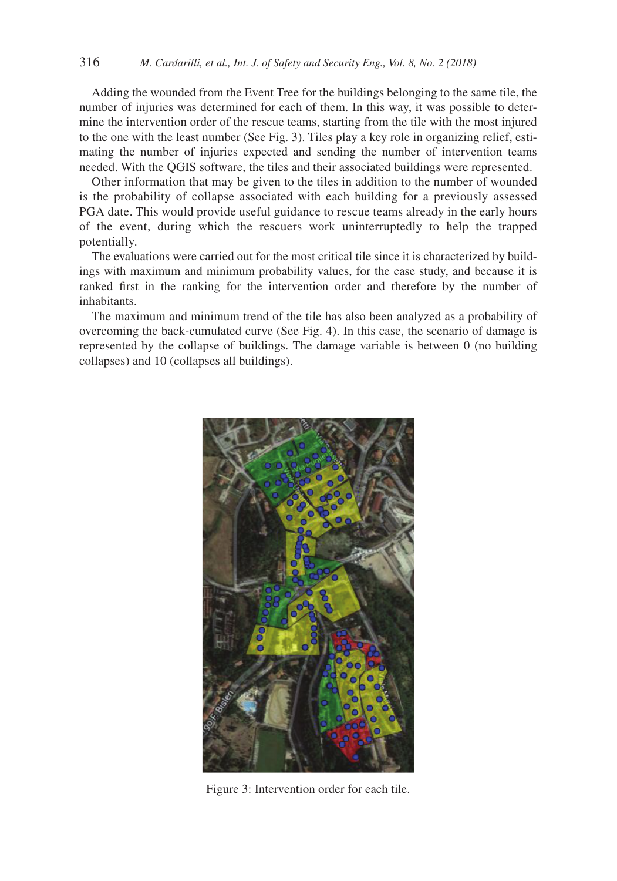Adding the wounded from the Event Tree for the buildings belonging to the same tile, the number of injuries was determined for each of them. In this way, it was possible to determine the intervention order of the rescue teams, starting from the tile with the most injured to the one with the least number (See Fig. 3). Tiles play a key role in organizing relief, estimating the number of injuries expected and sending the number of intervention teams needed. With the QGIS software, the tiles and their associated buildings were represented.

Other information that may be given to the tiles in addition to the number of wounded is the probability of collapse associated with each building for a previously assessed PGA date. This would provide useful guidance to rescue teams already in the early hours of the event, during which the rescuers work uninterruptedly to help the trapped potentially.

The evaluations were carried out for the most critical tile since it is characterized by buildings with maximum and minimum probability values, for the case study, and because it is ranked first in the ranking for the intervention order and therefore by the number of inhabitants.

The maximum and minimum trend of the tile has also been analyzed as a probability of overcoming the back-cumulated curve (See Fig. 4). In this case, the scenario of damage is represented by the collapse of buildings. The damage variable is between 0 (no building collapses) and 10 (collapses all buildings).

Figure 3: Intervention order for each tile.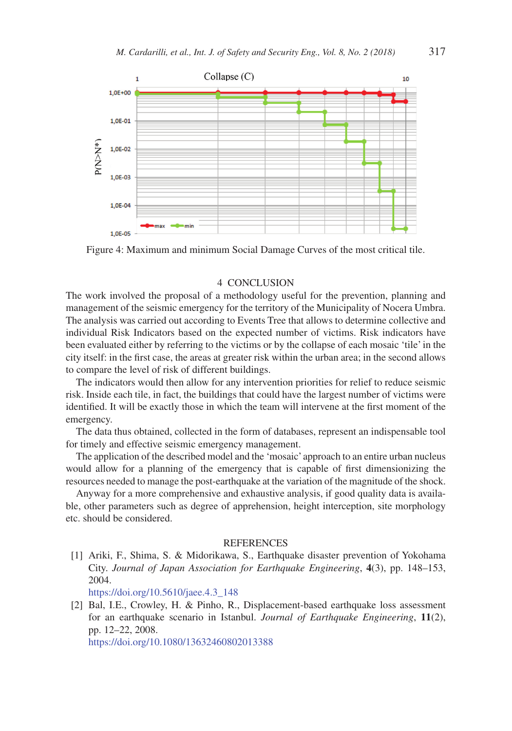Figure 4: Maximum and minimum Social Damage Curves of the most critical tile.

## 4 CONCLUSION

The work involved the proposal of a methodology useful for the prevention, planning and management of the seismic emergency for the territory of the Municipality of Nocera Umbra. The analysis was carried out according to Events Tree that allows to determine collective and individual Risk Indicators based on the expected number of victims. Risk indicators have been evaluated either by referring to the victims or by the collapse of each mosaic 'tile' in the city itself: in the first case, the areas at greater risk within the urban area; in the second allows to compare the level of risk of different buildings.

The indicators would then allow for any intervention priorities for relief to reduce seismic risk. Inside each tile, in fact, the buildings that could have the largest number of victims were identified. It will be exactly those in which the team will intervene at the first moment of the emergency.

The data thus obtained, collected in the form of databases, represent an indispensable tool for timely and effective seismic emergency management.

The application of the described model and the 'mosaic' approach to an entire urban nucleus would allow for a planning of the emergency that is capable of first dimensionizing the resources needed to manage the post-earthquake at the variation of the magnitude of the shock.

Anyway for a more comprehensive and exhaustive analysis, if good quality data is available, other parameters such as degree of apprehension, height interception, site morphology etc. should be considered.

## REFERENCES

[1] Ariki, F., Shima, S. & Midorikawa, S., Earthquake disaster prevention of Yokohama City. *Journal of Japan Association for Earthquake Engineering*, **4**(3), pp. 148–153, 2004.
https://doi.org/10.5610/jaee.4.3_148

[2] Bal, I.E., Crowley, H. & Pinho, R., Displacement-based earthquake loss assessment for an earthquake scenario in Istanbul. *Journal of Earthquake Engineering*, **11**(2), pp. 12–22, 2008.
https://doi.org/10.1080/13632460802013388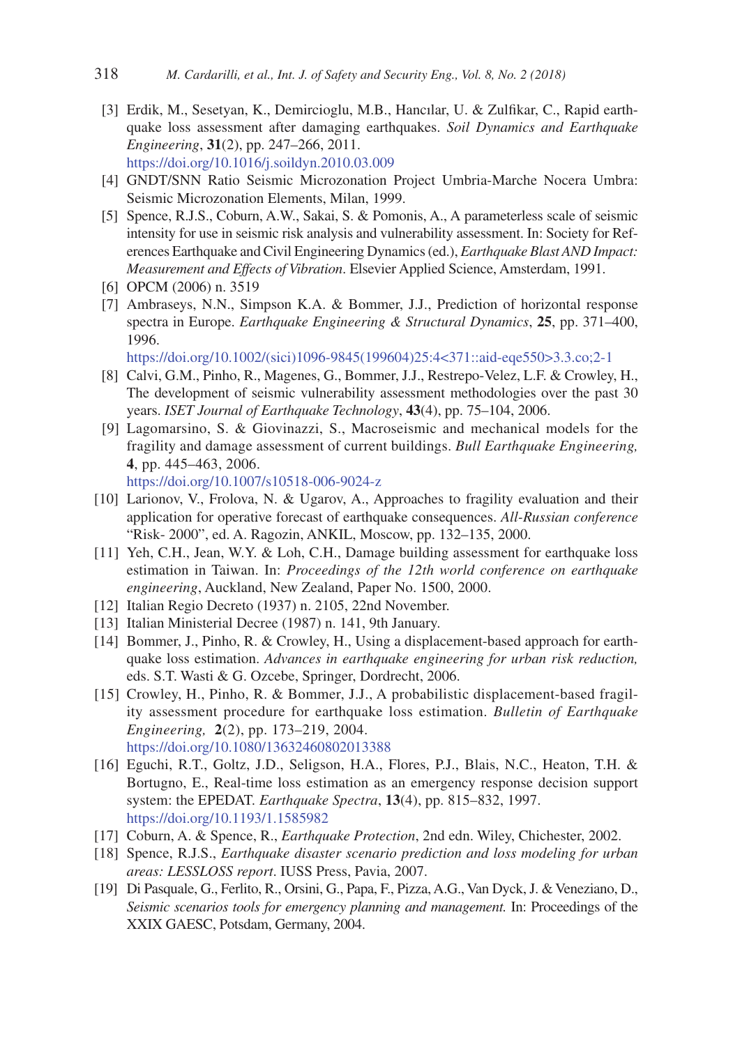[3] Erdik, M., Sesetyan, K., Demircioglu, M.B., Hancılar, U. & Zulfikar, C., Rapid earthquake loss assessment after damaging earthquakes. *Soil Dynamics and Earthquake Engineering*, **31**(2), pp. 247–266, 2011.
https://doi.org/10.1016/j.soildyn.2010.03.009

[4] GNDT/SNN Ratio Seismic Microzonation Project Umbria-Marche Nocera Umbra: Seismic Microzonation Elements, Milan, 1999.

[5] Spence, R.J.S., Coburn, A.W., Sakai, S. & Pomonis, A., A parameterless scale of seismic intensity for use in seismic risk analysis and vulnerability assessment. In: Society for References Earthquake and Civil Engineering Dynamics (ed.), *Earthquake Blast AND Impact: Measurement and Effects of Vibration*. Elsevier Applied Science, Amsterdam, 1991.

[6] OPCM (2006) n. 3519

[7] Ambraseys, N.N., Simpson K.A. & Bommer, J.J., Prediction of horizontal response spectra in Europe. *Earthquake Engineering & Structural Dynamics*, **25**, pp. 371–400, 1996.
https://doi.org/10.1002/(sici)1096-9845(199604)25:4<371::aid-eqe550>3.3.co;2-1

[8] Calvi, G.M., Pinho, R., Magenes, G., Bommer, J.J., Restrepo-Velez, L.F. & Crowley, H., The development of seismic vulnerability assessment methodologies over the past 30 years. *ISET Journal of Earthquake Technology*, **43**(4), pp. 75–104, 2006.

[9] Lagomarsino, S. & Giovinazzi, S., Macroseismic and mechanical models for the fragility and damage assessment of current buildings. *Bull Earthquake Engineering,* **4**, pp. 445–463, 2006.
https://doi.org/10.1007/s10518-006-9024-z

[10] Larionov, V., Frolova, N. & Ugarov, A., Approaches to fragility evaluation and their application for operative forecast of earthquake consequences. *All-Russian conference* "Risk- 2000", ed. A. Ragozin, ANKIL, Moscow, pp. 132–135, 2000.

[11] Yeh, C.H., Jean, W.Y. & Loh, C.H., Damage building assessment for earthquake loss estimation in Taiwan. In: *Proceedings of the 12th world conference on earthquake engineering*, Auckland, New Zealand, Paper No. 1500, 2000.

[12] Italian Regio Decreto (1937) n. 2105, 22nd November.

[13] Italian Ministerial Decree (1987) n. 141, 9th January.

[14] Bommer, J., Pinho, R. & Crowley, H., Using a displacement-based approach for earthquake loss estimation. *Advances in earthquake engineering for urban risk reduction,* eds. S.T. Wasti & G. Ozcebe, Springer, Dordrecht, 2006.

[15] Crowley, H., Pinho, R. & Bommer, J.J., A probabilistic displacement-based fragility assessment procedure for earthquake loss estimation. *Bulletin of Earthquake Engineering,* **2**(2), pp. 173–219, 2004.
https://doi.org/10.1080/13632460802013388

[16] Eguchi, R.T., Goltz, J.D., Seligson, H.A., Flores, P.J., Blais, N.C., Heaton, T.H. & Bortugno, E., Real-time loss estimation as an emergency response decision support system: the EPEDAT. *Earthquake Spectra*, **13**(4), pp. 815–832, 1997.
https://doi.org/10.1193/1.1585982

[17] Coburn, A. & Spence, R., *Earthquake Protection*, 2nd edn. Wiley, Chichester, 2002.

[18] Spence, R.J.S., *Earthquake disaster scenario prediction and loss modeling for urban areas: LESSLOSS report*. IUSS Press, Pavia, 2007.

[19] Di Pasquale, G., Ferlito, R., Orsini, G., Papa, F., Pizza, A.G., Van Dyck, J. & Veneziano, D., *Seismic scenarios tools for emergency planning and management.* In: Proceedings of the XXIX GAESC, Potsdam, Germany, 2004.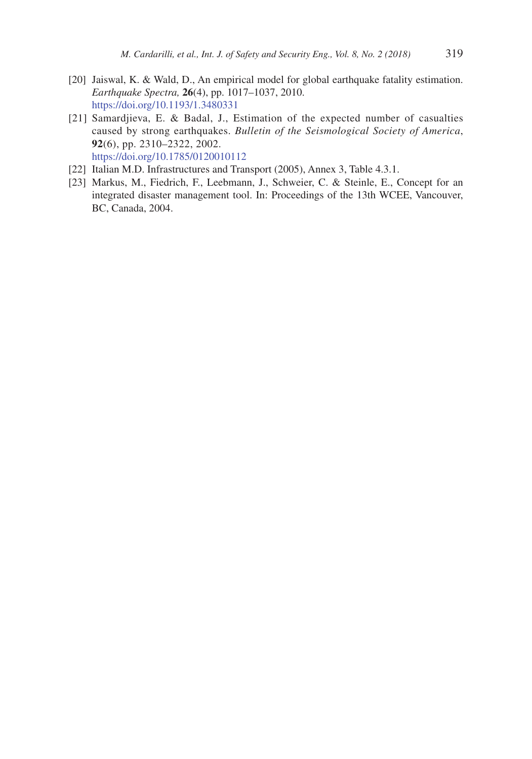[20] Jaiswal, K. & Wald, D., An empirical model for global earthquake fatality estimation. *Earthquake Spectra,* **26**(4), pp. 1017–1037, 2010.
https://doi.org/10.1193/1.3480331

[21] Samardjieva, E. & Badal, J., Estimation of the expected number of casualties caused by strong earthquakes. *Bulletin of the Seismological Society of America*, **92**(6), pp. 2310–2322, 2002.
https://doi.org/10.1785/0120010112

[22] Italian M.D. Infrastructures and Transport (2005), Annex 3, Table 4.3.1.

[23] Markus, M., Fiedrich, F., Leebmann, J., Schweier, C. & Steinle, E., Concept for an integrated disaster management tool. In: Proceedings of the 13th WCEE, Vancouver, BC, Canada, 2004.